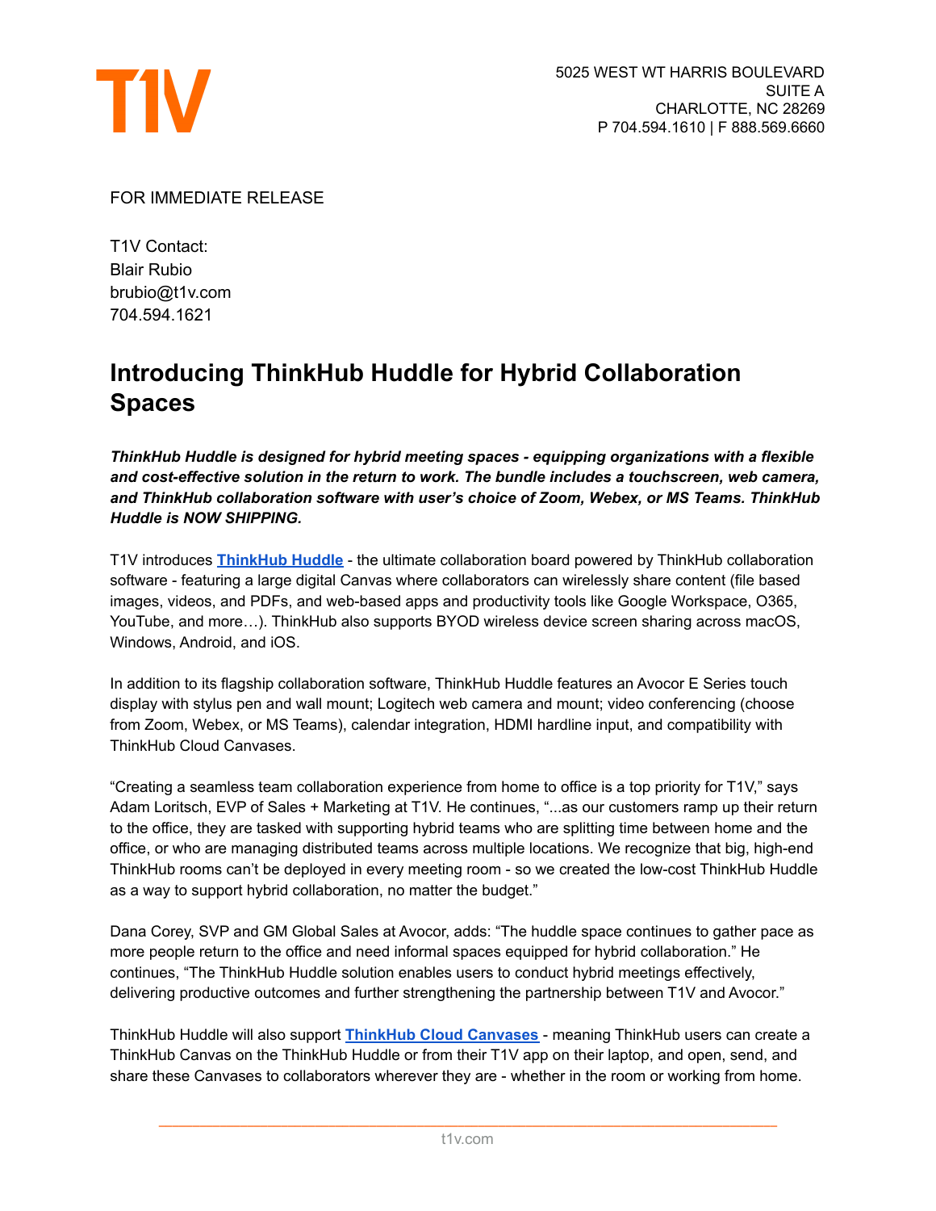T1V

5025 WEST WT HARRIS BOULEVARD
SUITE A
CHARLOTTE, NC 28269
P 704.594.1610 | F 888.569.6660

FOR IMMEDIATE RELEASE

T1V Contact:
Blair Rubio
brubio@t1v.com
704.594.1621

# Introducing ThinkHub Huddle for Hybrid Collaboration Spaces

***ThinkHub Huddle is designed for hybrid meeting spaces - equipping organizations with a flexible and cost-effective solution in the return to work. The bundle includes a touchscreen, web camera, and ThinkHub collaboration software with user's choice of Zoom, Webex, or MS Teams. ThinkHub Huddle is NOW SHIPPING.***

T1V introduces **ThinkHub Huddle** - the ultimate collaboration board powered by ThinkHub collaboration software - featuring a large digital Canvas where collaborators can wirelessly share content (file based images, videos, and PDFs, and web-based apps and productivity tools like Google Workspace, O365, YouTube, and more…). ThinkHub also supports BYOD wireless device screen sharing across macOS, Windows, Android, and iOS.

In addition to its flagship collaboration software, ThinkHub Huddle features an Avocor E Series touch display with stylus pen and wall mount; Logitech web camera and mount; video conferencing (choose from Zoom, Webex, or MS Teams), calendar integration, HDMI hardline input, and compatibility with ThinkHub Cloud Canvases.

"Creating a seamless team collaboration experience from home to office is a top priority for T1V," says Adam Loritsch, EVP of Sales + Marketing at T1V. He continues, "...as our customers ramp up their return to the office, they are tasked with supporting hybrid teams who are splitting time between home and the office, or who are managing distributed teams across multiple locations. We recognize that big, high-end ThinkHub rooms can't be deployed in every meeting room - so we created the low-cost ThinkHub Huddle as a way to support hybrid collaboration, no matter the budget."

Dana Corey, SVP and GM Global Sales at Avocor, adds: "The huddle space continues to gather pace as more people return to the office and need informal spaces equipped for hybrid collaboration." He continues, "The ThinkHub Huddle solution enables users to conduct hybrid meetings effectively, delivering productive outcomes and further strengthening the partnership between T1V and Avocor."

ThinkHub Huddle will also support **ThinkHub Cloud Canvases** - meaning ThinkHub users can create a ThinkHub Canvas on the ThinkHub Huddle or from their T1V app on their laptop, and open, send, and share these Canvases to collaborators wherever they are - whether in the room or working from home.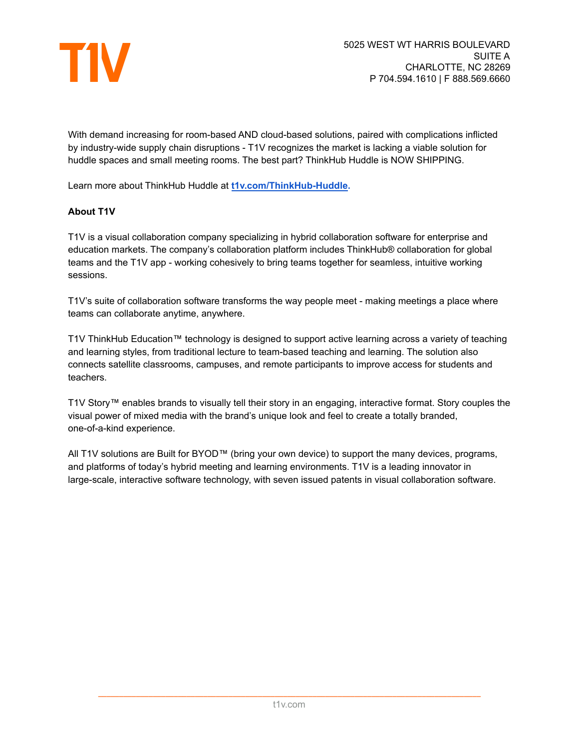With demand increasing for room-based AND cloud-based solutions, paired with complications inflicted by industry-wide supply chain disruptions - T1V recognizes the market is lacking a viable solution for huddle spaces and small meeting rooms. The best part? ThinkHub Huddle is NOW SHIPPING.

Learn more about ThinkHub Huddle at **t1v.com/ThinkHub-Huddle.**

**About T1V**

T1V is a visual collaboration company specializing in hybrid collaboration software for enterprise and education markets. The company's collaboration platform includes ThinkHub® collaboration for global teams and the T1V app - working cohesively to bring teams together for seamless, intuitive working sessions.

T1V's suite of collaboration software transforms the way people meet - making meetings a place where teams can collaborate anytime, anywhere.

T1V ThinkHub Education™ technology is designed to support active learning across a variety of teaching and learning styles, from traditional lecture to team-based teaching and learning. The solution also connects satellite classrooms, campuses, and remote participants to improve access for students and teachers.

T1V Story™ enables brands to visually tell their story in an engaging, interactive format. Story couples the visual power of mixed media with the brand's unique look and feel to create a totally branded, one-of-a-kind experience.

All T1V solutions are Built for BYOD™ (bring your own device) to support the many devices, programs, and platforms of today's hybrid meeting and learning environments. T1V is a leading innovator in large-scale, interactive software technology, with seven issued patents in visual collaboration software.